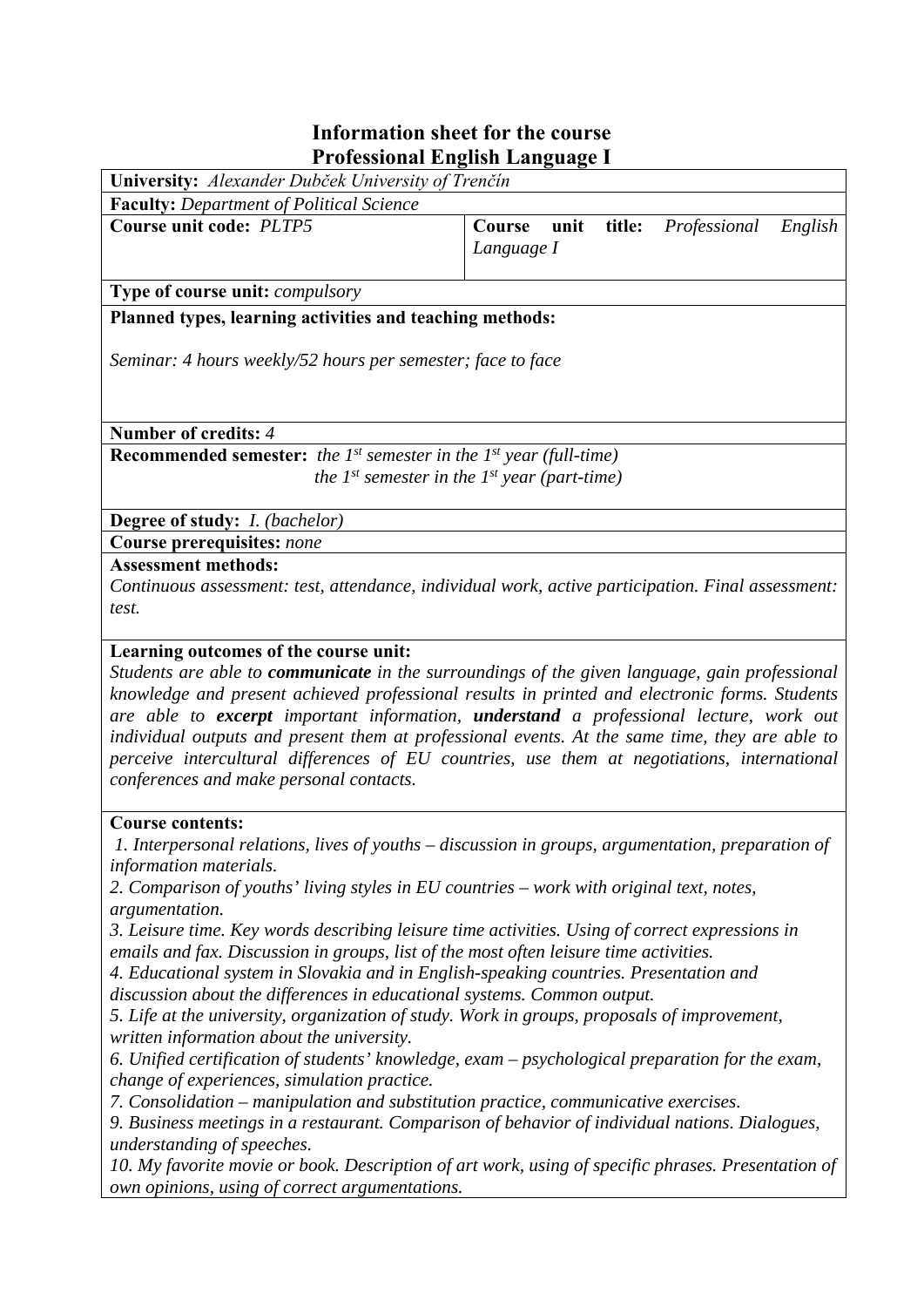# Information sheet for the course
# Professional English Language I

**University:** *Alexander Dubček University of Trenčín*

**Faculty:** *Department of Political Science*

| **Course unit code:** *PLTP5* | **Course unit title:** *Professional English Language I* |
|---|---|

**Type of course unit:** *compulsory*

**Planned types, learning activities and teaching methods:**

*Seminar: 4 hours weekly/52 hours per semester; face to face*

**Number of credits:** *4*

**Recommended semester:** *the 1st semester in the 1st year (full-time)*
*the 1st semester in the 1st year (part-time)*

**Degree of study:** *I. (bachelor)*

**Course prerequisites:** *none*

**Assessment methods:**
*Continuous assessment: test, attendance, individual work, active participation. Final assessment: test.*

**Learning outcomes of the course unit:**
*Students are able to* ***communicate*** *in the surroundings of the given language, gain professional knowledge and present achieved professional results in printed and electronic forms. Students are able to* ***excerpt*** *important information,* ***understand*** *a professional lecture, work out individual outputs and present them at professional events. At the same time, they are able to perceive intercultural differences of EU countries, use them at negotiations, international conferences and make personal contacts.*

**Course contents:**

*1. Interpersonal relations, lives of youths – discussion in groups, argumentation, preparation of information materials.*
*2. Comparison of youths' living styles in EU countries – work with original text, notes, argumentation.*
*3. Leisure time. Key words describing leisure time activities. Using of correct expressions in emails and fax. Discussion in groups, list of the most often leisure time activities.*
*4. Educational system in Slovakia and in English-speaking countries. Presentation and discussion about the differences in educational systems. Common output.*
*5. Life at the university, organization of study. Work in groups, proposals of improvement, written information about the university.*
*6. Unified certification of students' knowledge, exam – psychological preparation for the exam, change of experiences, simulation practice.*
*7. Consolidation – manipulation and substitution practice, communicative exercises.*
*9. Business meetings in a restaurant. Comparison of behavior of individual nations. Dialogues, understanding of speeches.*
*10. My favorite movie or book. Description of art work, using of specific phrases. Presentation of own opinions, using of correct argumentations.*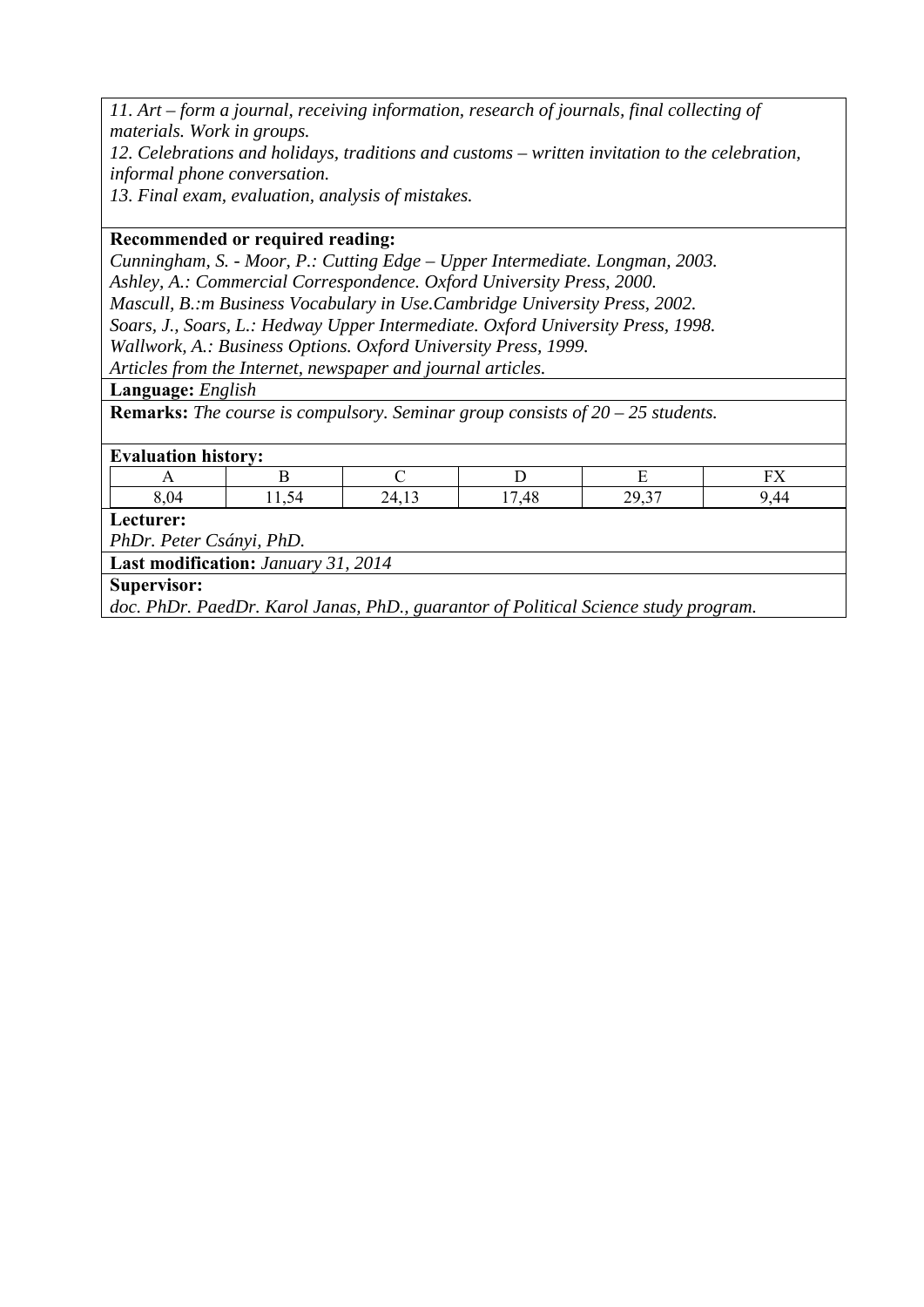*11. Art – form a journal, receiving information, research of journals, final collecting of materials. Work in groups.*
*12. Celebrations and holidays, traditions and customs – written invitation to the celebration, informal phone conversation.*
*13. Final exam, evaluation, analysis of mistakes.*

**Recommended or required reading:**
*Cunningham, S. - Moor, P.: Cutting Edge – Upper Intermediate. Longman, 2003.*
*Ashley, A.: Commercial Correspondence. Oxford University Press, 2000.*
*Mascull, B.:m Business Vocabulary in Use.Cambridge University Press, 2002.*
*Soars, J., Soars, L.: Hedway Upper Intermediate. Oxford University Press, 1998.*
*Wallwork, A.: Business Options. Oxford University Press, 1999.*
*Articles from the Internet, newspaper and journal articles.*

**Language:** *English*

**Remarks:** *The course is compulsory. Seminar group consists of 20 – 25 students.*

**Evaluation history:**

| A | B | C | D | E | FX |
|---|---|---|---|---|---|
| 8,04 | 11,54 | 24,13 | 17,48 | 29,37 | 9,44 |

**Lecturer:**
*PhDr. Peter Csányi, PhD.*

**Last modification:** *January 31, 2014*

**Supervisor:**
*doc. PhDr. PaedDr. Karol Janas, PhD., guarantor of Political Science study program.*